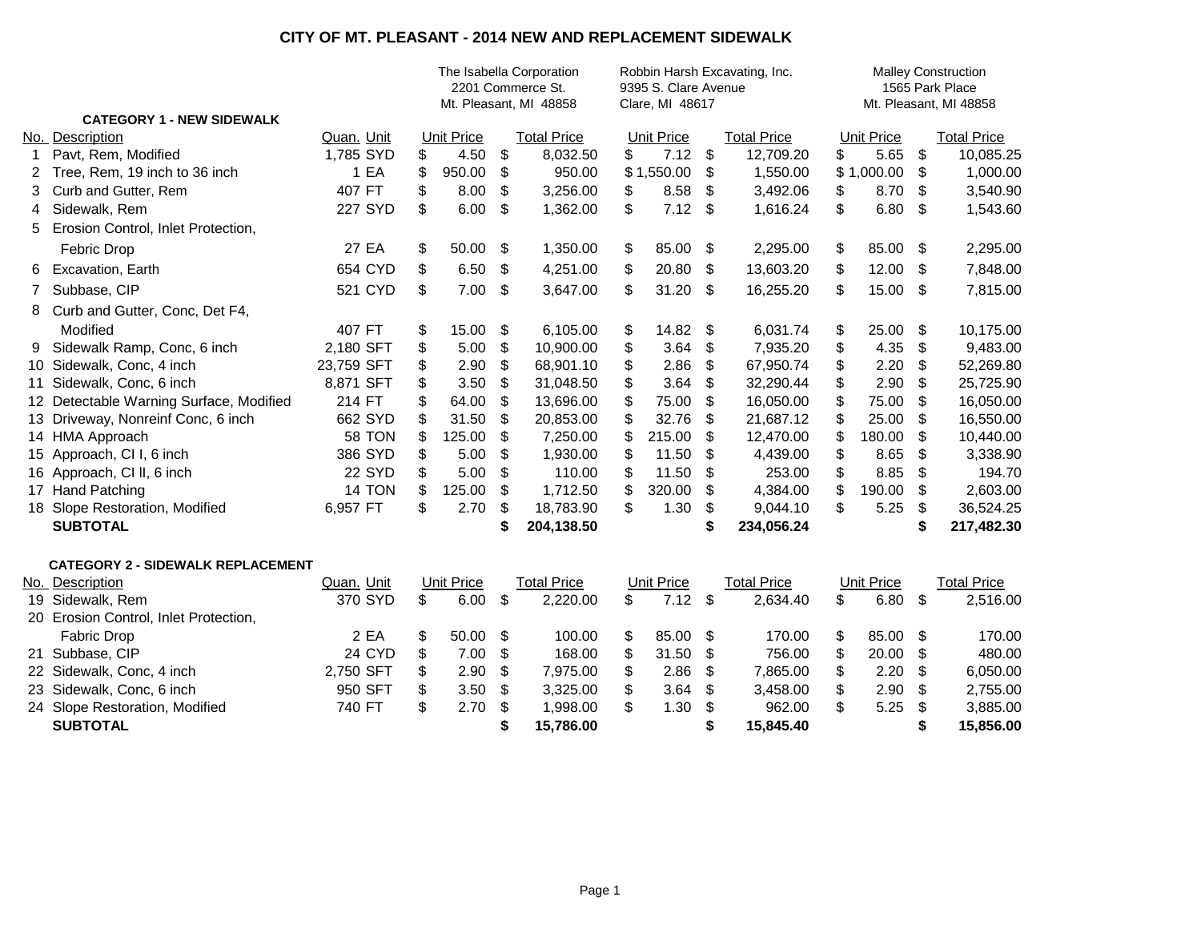# CITY OF MT. PLEASANT - 2014 NEW AND REPLACEMENT SIDEWALK

| | | | | The Isabella Corporation 2201 Commerce St. Mt. Pleasant, MI 48858 | | Robbin Harsh Excavating, Inc. 9395 S. Clare Avenue Clare, MI 48617 | | Malley Construction 1565 Park Place Mt. Pleasant, MI 48858 | |
|---|---|---|---|---|---|---|---|---|---|
| | **CATEGORY 1 - NEW SIDEWALK** | | | | | | | | |
| No. | Description | Quan. | Unit | Unit Price | Total Price | Unit Price | Total Price | Unit Price | Total Price |
| 1 | Pavt, Rem, Modified | 1,785 | SYD | $ 4.50 | $ 8,032.50 | $ 7.12 | $ 12,709.20 | $ 5.65 | $ 10,085.25 |
| 2 | Tree, Rem, 19 inch to 36 inch | 1 | EA | $ 950.00 | $ 950.00 | $ 1,550.00 | $ 1,550.00 | $ 1,000.00 | $ 1,000.00 |
| 3 | Curb and Gutter, Rem | 407 | FT | $ 8.00 | $ 3,256.00 | $ 8.58 | $ 3,492.06 | $ 8.70 | $ 3,540.90 |
| 4 | Sidewalk, Rem | 227 | SYD | $ 6.00 | $ 1,362.00 | $ 7.12 | $ 1,616.24 | $ 6.80 | $ 1,543.60 |
| 5 | Erosion Control, Inlet Protection, Fabric Drop | 27 | EA | $ 50.00 | $ 1,350.00 | $ 85.00 | $ 2,295.00 | $ 85.00 | $ 2,295.00 |
| 6 | Excavation, Earth | 654 | CYD | $ 6.50 | $ 4,251.00 | $ 20.80 | $ 13,603.20 | $ 12.00 | $ 7,848.00 |
| 7 | Subbase, CIP | 521 | CYD | $ 7.00 | $ 3,647.00 | $ 31.20 | $ 16,255.20 | $ 15.00 | $ 7,815.00 |
| 8 | Curb and Gutter, Conc, Det F4, Modified | 407 | FT | $ 15.00 | $ 6,105.00 | $ 14.82 | $ 6,031.74 | $ 25.00 | $ 10,175.00 |
| 9 | Sidewalk Ramp, Conc, 6 inch | 2,180 | SFT | $ 5.00 | $ 10,900.00 | $ 3.64 | $ 7,935.20 | $ 4.35 | $ 9,483.00 |
| 10 | Sidewalk, Conc, 4 inch | 23,759 | SFT | $ 2.90 | $ 68,901.10 | $ 2.86 | $ 67,950.74 | $ 2.20 | $ 52,269.80 |
| 11 | Sidewalk, Conc, 6 inch | 8,871 | SFT | $ 3.50 | $ 31,048.50 | $ 3.64 | $ 32,290.44 | $ 2.90 | $ 25,725.90 |
| 12 | Detectable Warning Surface, Modified | 214 | FT | $ 64.00 | $ 13,696.00 | $ 75.00 | $ 16,050.00 | $ 75.00 | $ 16,050.00 |
| 13 | Driveway, Nonreinf Conc, 6 inch | 662 | SYD | $ 31.50 | $ 20,853.00 | $ 32.76 | $ 21,687.12 | $ 25.00 | $ 16,550.00 |
| 14 | HMA Approach | 58 | TON | $ 125.00 | $ 7,250.00 | $ 215.00 | $ 12,470.00 | $ 180.00 | $ 10,440.00 |
| 15 | Approach, Cl I, 6 inch | 386 | SYD | $ 5.00 | $ 1,930.00 | $ 11.50 | $ 4,439.00 | $ 8.65 | $ 3,338.90 |
| 16 | Approach, Cl II, 6 inch | 22 | SYD | $ 5.00 | $ 110.00 | $ 11.50 | $ 253.00 | $ 8.85 | $ 194.70 |
| 17 | Hand Patching | 14 | TON | $ 125.00 | $ 1,712.50 | $ 320.00 | $ 4,384.00 | $ 190.00 | $ 2,603.00 |
| 18 | Slope Restoration, Modified | 6,957 | FT | $ 2.70 | $ 18,783.90 | $ 1.30 | $ 9,044.10 | $ 5.25 | $ 36,524.25 |
| | **SUBTOTAL** | | | | **$ 204,138.50** | | **$ 234,056.24** | | **$ 217,482.30** |
| | **CATEGORY 2 - SIDEWALK REPLACEMENT** | | | | | | | | |
| No. | Description | Quan. | Unit | Unit Price | Total Price | Unit Price | Total Price | Unit Price | Total Price |
| 19 | Sidewalk, Rem | 370 | SYD | $ 6.00 | $ 2,220.00 | $ 7.12 | $ 2,634.40 | $ 6.80 | $ 2,516.00 |
| 20 | Erosion Control, Inlet Protection, Fabric Drop | 2 | EA | $ 50.00 | $ 100.00 | $ 85.00 | $ 170.00 | $ 85.00 | $ 170.00 |
| 21 | Subbase, CIP | 24 | CYD | $ 7.00 | $ 168.00 | $ 31.50 | $ 756.00 | $ 20.00 | $ 480.00 |
| 22 | Sidewalk, Conc, 4 inch | 2,750 | SFT | $ 2.90 | $ 7,975.00 | $ 2.86 | $ 7,865.00 | $ 2.20 | $ 6,050.00 |
| 23 | Sidewalk, Conc, 6 inch | 950 | SFT | $ 3.50 | $ 3,325.00 | $ 3.64 | $ 3,458.00 | $ 2.90 | $ 2,755.00 |
| 24 | Slope Restoration, Modified | 740 | FT | $ 2.70 | $ 1,998.00 | $ 1.30 | $ 962.00 | $ 5.25 | $ 3,885.00 |
| | **SUBTOTAL** | | | | **$ 15,786.00** | | **$ 15,845.40** | | **$ 15,856.00** |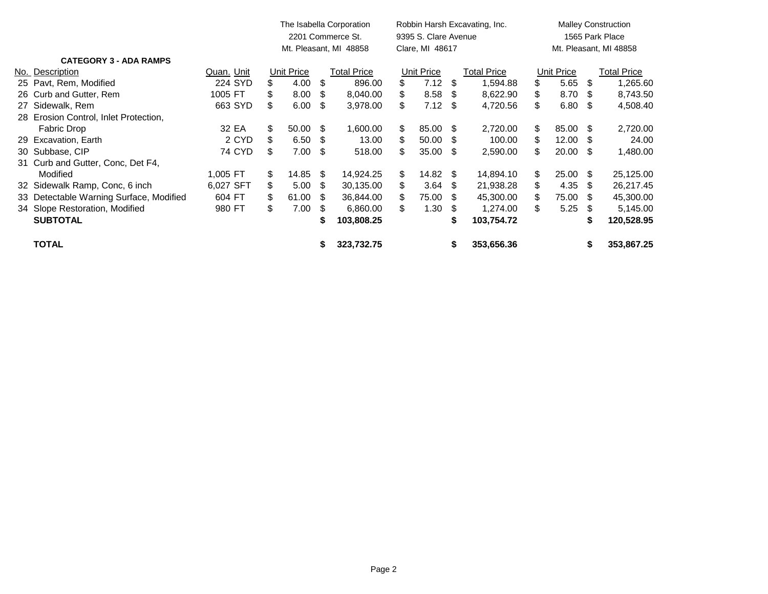| No. | Description | Quan. | Unit | The Isabella Corporation<br>2201 Commerce St.<br>Mt. Pleasant, MI 48858<br>Unit Price | <br><br><br>Total Price | Robbin Harsh Excavating, Inc.<br>9395 S. Clare Avenue<br>Clare, MI 48617<br>Unit Price | <br><br><br>Total Price | Malley Construction<br>1565 Park Place<br>Mt. Pleasant, MI 48858<br>Unit Price | <br><br><br>Total Price |
|---|---|---|---|---|---|---|---|---|---|
| | **CATEGORY 3 - ADA RAMPS** | | | | | | | | |
| 25 | Pavt, Rem, Modified | 224 | SYD | $ 4.00 | $ 896.00 | $ 7.12 | $ 1,594.88 | $ 5.65 | $ 1,265.60 |
| 26 | Curb and Gutter, Rem | 1005 | FT | $ 8.00 | $ 8,040.00 | $ 8.58 | $ 8,622.90 | $ 8.70 | $ 8,743.50 |
| 27 | Sidewalk, Rem | 663 | SYD | $ 6.00 | $ 3,978.00 | $ 7.12 | $ 4,720.56 | $ 6.80 | $ 4,508.40 |
| 28 | Erosion Control, Inlet Protection, Fabric Drop | 32 | EA | $ 50.00 | $ 1,600.00 | $ 85.00 | $ 2,720.00 | $ 85.00 | $ 2,720.00 |
| 29 | Excavation, Earth | 2 | CYD | $ 6.50 | $ 13.00 | $ 50.00 | $ 100.00 | $ 12.00 | $ 24.00 |
| 30 | Subbase, CIP | 74 | CYD | $ 7.00 | $ 518.00 | $ 35.00 | $ 2,590.00 | $ 20.00 | $ 1,480.00 |
| 31 | Curb and Gutter, Conc, Det F4, Modified | 1,005 | FT | $ 14.85 | $ 14,924.25 | $ 14.82 | $ 14,894.10 | $ 25.00 | $ 25,125.00 |
| 32 | Sidewalk Ramp, Conc, 6 inch | 6,027 | SFT | $ 5.00 | $ 30,135.00 | $ 3.64 | $ 21,938.28 | $ 4.35 | $ 26,217.45 |
| 33 | Detectable Warning Surface, Modified | 604 | FT | $ 61.00 | $ 36,844.00 | $ 75.00 | $ 45,300.00 | $ 75.00 | $ 45,300.00 |
| 34 | Slope Restoration, Modified | 980 | FT | $ 7.00 | $ 6,860.00 | $ 1.30 | $ 1,274.00 | $ 5.25 | $ 5,145.00 |
| | **SUBTOTAL** | | | | **$ 103,808.25** | | **$ 103,754.72** | | **$ 120,528.95** |
| | **TOTAL** | | | | **$ 323,732.75** | | **$ 353,656.36** | | **$ 353,867.25** |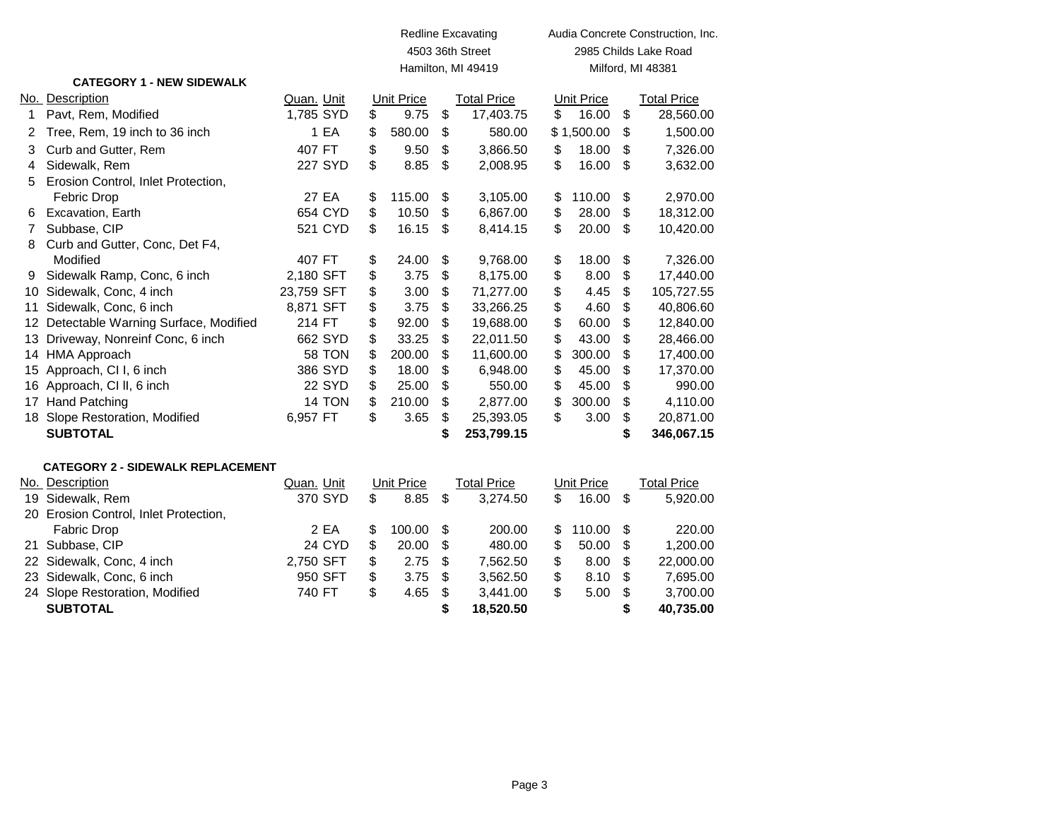| | | | | Redline Excavating<br>4503 36th Street<br>Hamilton, MI 49419 | | Audia Concrete Construction, Inc.<br>2985 Childs Lake Road<br>Milford, MI 48381 | |
|---|---|---|---|---|---|---|---|
| **CATEGORY 1 - NEW SIDEWALK** | | | | | | | |
| No. | Description | Quan. | Unit | Unit Price | Total Price | Unit Price | Total Price |
| 1 | Pavt, Rem, Modified | 1,785 | SYD | $ 9.75 | $ 17,403.75 | $ 16.00 | $ 28,560.00 |
| 2 | Tree, Rem, 19 inch to 36 inch | 1 | EA | $ 580.00 | $ 580.00 | $ 1,500.00 | $ 1,500.00 |
| 3 | Curb and Gutter, Rem | 407 | FT | $ 9.50 | $ 3,866.50 | $ 18.00 | $ 7,326.00 |
| 4 | Sidewalk, Rem | 227 | SYD | $ 8.85 | $ 2,008.95 | $ 16.00 | $ 3,632.00 |
| 5 | Erosion Control, Inlet Protection, Fabric Drop | 27 | EA | $ 115.00 | $ 3,105.00 | $ 110.00 | $ 2,970.00 |
| 6 | Excavation, Earth | 654 | CYD | $ 10.50 | $ 6,867.00 | $ 28.00 | $ 18,312.00 |
| 7 | Subbase, CIP | 521 | CYD | $ 16.15 | $ 8,414.15 | $ 20.00 | $ 10,420.00 |
| 8 | Curb and Gutter, Conc, Det F4, Modified | 407 | FT | $ 24.00 | $ 9,768.00 | $ 18.00 | $ 7,326.00 |
| 9 | Sidewalk Ramp, Conc, 6 inch | 2,180 | SFT | $ 3.75 | $ 8,175.00 | $ 8.00 | $ 17,440.00 |
| 10 | Sidewalk, Conc, 4 inch | 23,759 | SFT | $ 3.00 | $ 71,277.00 | $ 4.45 | $ 105,727.55 |
| 11 | Sidewalk, Conc, 6 inch | 8,871 | SFT | $ 3.75 | $ 33,266.25 | $ 4.60 | $ 40,806.60 |
| 12 | Detectable Warning Surface, Modified | 214 | FT | $ 92.00 | $ 19,688.00 | $ 60.00 | $ 12,840.00 |
| 13 | Driveway, Nonreinf Conc, 6 inch | 662 | SYD | $ 33.25 | $ 22,011.50 | $ 43.00 | $ 28,466.00 |
| 14 | HMA Approach | 58 | TON | $ 200.00 | $ 11,600.00 | $ 300.00 | $ 17,400.00 |
| 15 | Approach, Cl I, 6 inch | 386 | SYD | $ 18.00 | $ 6,948.00 | $ 45.00 | $ 17,370.00 |
| 16 | Approach, Cl II, 6 inch | 22 | SYD | $ 25.00 | $ 550.00 | $ 45.00 | $ 990.00 |
| 17 | Hand Patching | 14 | TON | $ 210.00 | $ 2,877.00 | $ 300.00 | $ 4,110.00 |
| 18 | Slope Restoration, Modified | 6,957 | FT | $ 3.65 | $ 25,393.05 | $ 3.00 | $ 20,871.00 |
| | **SUBTOTAL** | | | | **$ 253,799.15** | | **$ 346,067.15** |

| | | | | Redline Excavating | | Audia Concrete Construction, Inc. | |
|---|---|---|---|---|---|---|---|
| **CATEGORY 2 - SIDEWALK REPLACEMENT** | | | | | | | |
| No. | Description | Quan. | Unit | Unit Price | Total Price | Unit Price | Total Price |
| 19 | Sidewalk, Rem | 370 | SYD | $ 8.85 | $ 3,274.50 | $ 16.00 | $ 5,920.00 |
| 20 | Erosion Control, Inlet Protection, Fabric Drop | 2 | EA | $ 100.00 | $ 200.00 | $ 110.00 | $ 220.00 |
| 21 | Subbase, CIP | 24 | CYD | $ 20.00 | $ 480.00 | $ 50.00 | $ 1,200.00 |
| 22 | Sidewalk, Conc, 4 inch | 2,750 | SFT | $ 2.75 | $ 7,562.50 | $ 8.00 | $ 22,000.00 |
| 23 | Sidewalk, Conc, 6 inch | 950 | SFT | $ 3.75 | $ 3,562.50 | $ 8.10 | $ 7,695.00 |
| 24 | Slope Restoration, Modified | 740 | FT | $ 4.65 | $ 3,441.00 | $ 5.00 | $ 3,700.00 |
| | **SUBTOTAL** | | | | **$ 18,520.50** | | **$ 40,735.00** |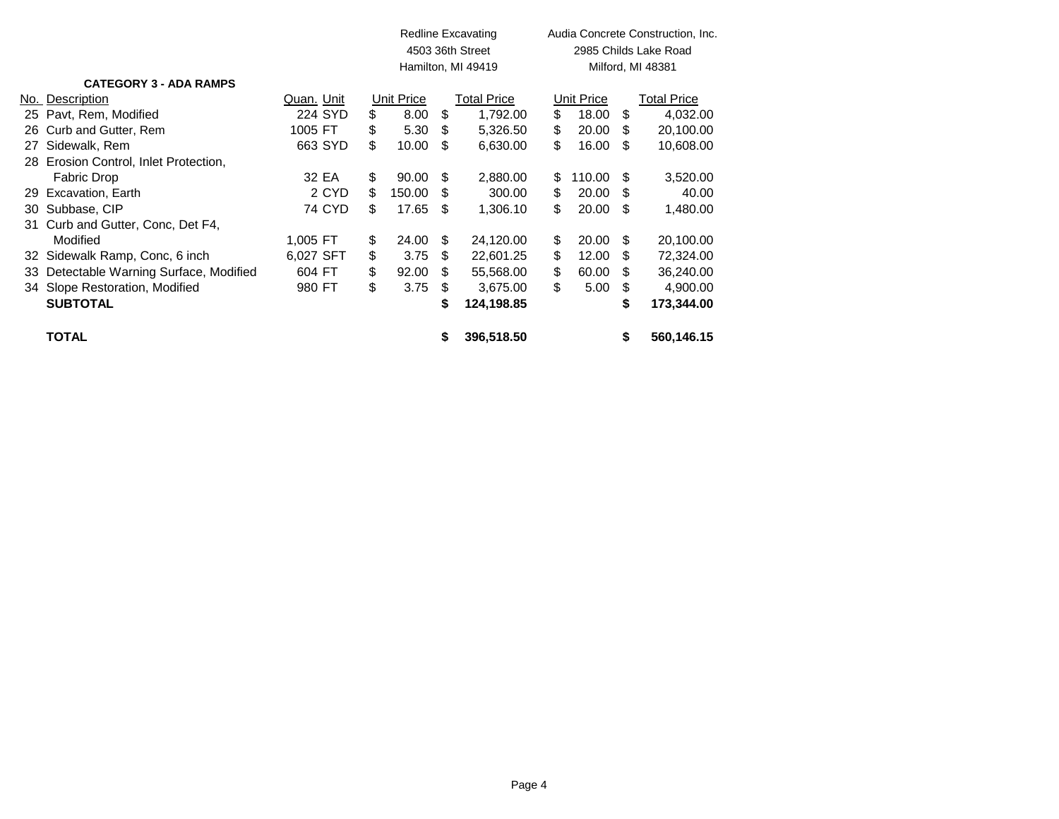| | | | | Redline Excavating<br>4503 36th Street<br>Hamilton, MI 49419 | | Audia Concrete Construction, Inc.<br>2985 Childs Lake Road<br>Milford, MI 48381 | |
|---|---|---|---|---|---|---|---|
| | **CATEGORY 3 - ADA RAMPS** | | | | | | |
| No. | Description | Quan. | Unit | Unit Price | Total Price | Unit Price | Total Price |
| 25 | Pavt, Rem, Modified | 224 | SYD | $ 8.00 | $ 1,792.00 | $ 18.00 | $ 4,032.00 |
| 26 | Curb and Gutter, Rem | 1005 | FT | $ 5.30 | $ 5,326.50 | $ 20.00 | $ 20,100.00 |
| 27 | Sidewalk, Rem | 663 | SYD | $ 10.00 | $ 6,630.00 | $ 16.00 | $ 10,608.00 |
| 28 | Erosion Control, Inlet Protection, Fabric Drop | 32 | EA | $ 90.00 | $ 2,880.00 | $ 110.00 | $ 3,520.00 |
| 29 | Excavation, Earth | 2 | CYD | $ 150.00 | $ 300.00 | $ 20.00 | $ 40.00 |
| 30 | Subbase, CIP | 74 | CYD | $ 17.65 | $ 1,306.10 | $ 20.00 | $ 1,480.00 |
| 31 | Curb and Gutter, Conc, Det F4, Modified | 1,005 | FT | $ 24.00 | $ 24,120.00 | $ 20.00 | $ 20,100.00 |
| 32 | Sidewalk Ramp, Conc, 6 inch | 6,027 | SFT | $ 3.75 | $ 22,601.25 | $ 12.00 | $ 72,324.00 |
| 33 | Detectable Warning Surface, Modified | 604 | FT | $ 92.00 | $ 55,568.00 | $ 60.00 | $ 36,240.00 |
| 34 | Slope Restoration, Modified | 980 | FT | $ 3.75 | $ 3,675.00 | $ 5.00 | $ 4,900.00 |
| | **SUBTOTAL** | | | | **$ 124,198.85** | | **$ 173,344.00** |
| | **TOTAL** | | | | **$ 396,518.50** | | **$ 560,146.15** |